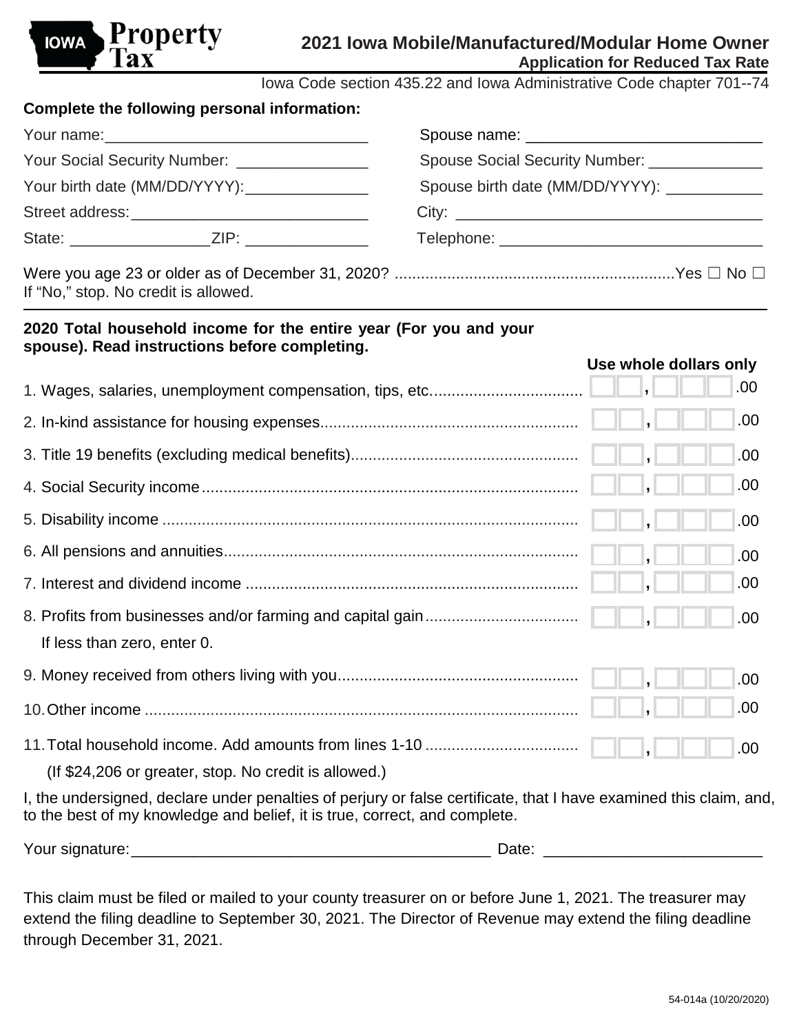IOWA Property Tax

# 2021 Iowa Mobile/Manufactured/Modular Home Owner

## Application for Reduced Tax Rate

Iowa Code section 435.22 and Iowa Administrative Code chapter 701--74

**Complete the following personal information:**

| | |
|---|---|
| Your name: ______________________________ | Spouse name: ___________________________ |
| Your Social Security Number: _______________ | Spouse Social Security Number: _____________ |
| Your birth date (MM/DD/YYYY): ______________ | Spouse birth date (MM/DD/YYYY): ___________ |
| Street address: ____________________________ | City: ___________________________________ |
| State: ________________ ZIP: ______________ | Telephone: ______________________________ |

Were you age 23 or older as of December 31, 2020? ............................................................... Yes ☐ No ☐

If "No," stop. No credit is allowed.

**2020 Total household income for the entire year (For you and your spouse). Read instructions before completing.**

| | **Use whole dollars only** |
|---|---|
| 1. Wages, salaries, unemployment compensation, tips, etc. .................................. | ___ , ___ .00 |
| 2. In-kind assistance for housing expenses.......................................................... | ___ , ___ .00 |
| 3. Title 19 benefits (excluding medical benefits)................................................... | ___ , ___ .00 |
| 4. Social Security income..................................................................................... | ___ , ___ .00 |
| 5. Disability income ............................................................................................. | ___ , ___ .00 |
| 6. All pensions and annuities................................................................................ | ___ , ___ .00 |
| 7. Interest and dividend income ........................................................................... | ___ , ___ .00 |
| 8. Profits from businesses and/or farming and capital gain.................................. If less than zero, enter 0. | ___ , ___ .00 |
| 9. Money received from others living with you...................................................... | ___ , ___ .00 |
| 10. Other income .................................................................................................. | ___ , ___ .00 |
| 11. Total household income. Add amounts from lines 1-10 .................................. (If $24,206 or greater, stop. No credit is allowed.) | ___ , ___ .00 |

I, the undersigned, declare under penalties of perjury or false certificate, that I have examined this claim, and, to the best of my knowledge and belief, it is true, correct, and complete.

Your signature: __________________________________________ Date: _________________________

This claim must be filed or mailed to your county treasurer on or before June 1, 2021. The treasurer may extend the filing deadline to September 30, 2021. The Director of Revenue may extend the filing deadline through December 31, 2021.

54-014a (10/20/2020)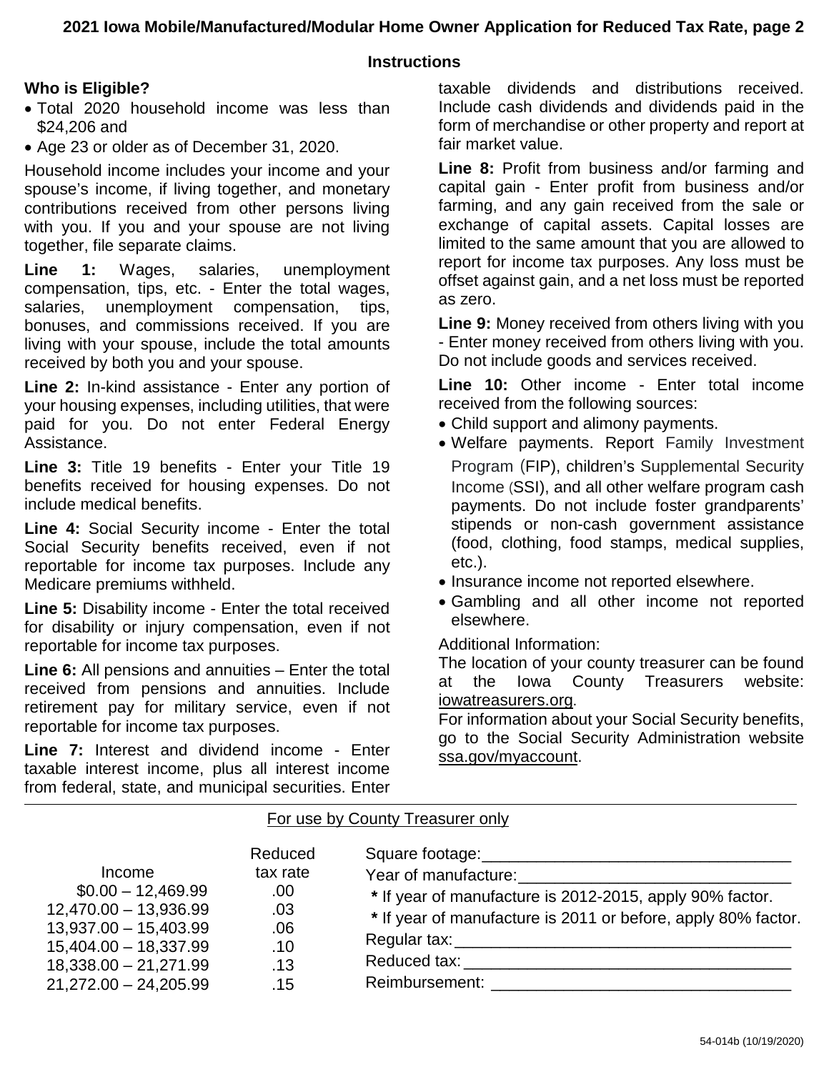## 2021 Iowa Mobile/Manufactured/Modular Home Owner Application for Reduced Tax Rate, page 2

### Instructions

**Who is Eligible?**

- Total 2020 household income was less than $24,206 and
- Age 23 or older as of December 31, 2020.

Household income includes your income and your spouse's income, if living together, and monetary contributions received from other persons living with you. If you and your spouse are not living together, file separate claims.

**Line 1:** Wages, salaries, unemployment compensation, tips, etc. - Enter the total wages, salaries, unemployment compensation, tips, bonuses, and commissions received. If you are living with your spouse, include the total amounts received by both you and your spouse.

**Line 2:** In-kind assistance - Enter any portion of your housing expenses, including utilities, that were paid for you. Do not enter Federal Energy Assistance.

**Line 3:** Title 19 benefits - Enter your Title 19 benefits received for housing expenses. Do not include medical benefits.

**Line 4:** Social Security income - Enter the total Social Security benefits received, even if not reportable for income tax purposes. Include any Medicare premiums withheld.

**Line 5:** Disability income - Enter the total received for disability or injury compensation, even if not reportable for income tax purposes.

**Line 6:** All pensions and annuities – Enter the total received from pensions and annuities. Include retirement pay for military service, even if not reportable for income tax purposes.

**Line 7:** Interest and dividend income - Enter taxable interest income, plus all interest income from federal, state, and municipal securities. Enter taxable dividends and distributions received. Include cash dividends and dividends paid in the form of merchandise or other property and report at fair market value.

**Line 8:** Profit from business and/or farming and capital gain - Enter profit from business and/or farming, and any gain received from the sale or exchange of capital assets. Capital losses are limited to the same amount that you are allowed to report for income tax purposes. Any loss must be offset against gain, and a net loss must be reported as zero.

**Line 9:** Money received from others living with you - Enter money received from others living with you. Do not include goods and services received.

**Line 10:** Other income - Enter total income received from the following sources:

- Child support and alimony payments.
- Welfare payments. Report Family Investment Program (FIP), children's Supplemental Security Income (SSI), and all other welfare program cash payments. Do not include foster grandparents' stipends or non-cash government assistance (food, clothing, food stamps, medical supplies, etc.).
- Insurance income not reported elsewhere.
- Gambling and all other income not reported elsewhere.

Additional Information:
The location of your county treasurer can be found at the Iowa County Treasurers website: iowatreasurers.org.
For information about your Social Security benefits, go to the Social Security Administration website ssa.gov/myaccount.

---

For use by County Treasurer only

| Income | Reduced tax rate |
|---|---|
| $0.00 – 12,469.99 | .00 |
| 12,470.00 – 13,936.99 | .03 |
| 13,937.00 – 15,403.99 | .06 |
| 15,404.00 – 18,337.99 | .10 |
| 18,338.00 – 21,271.99 | .13 |
| 21,272.00 – 24,205.99 | .15 |

Square footage:___________________________________

Year of manufacture:_______________________________

**\*** If year of manufacture is 2012-2015, apply 90% factor.

**\*** If year of manufacture is 2011 or before, apply 80% factor.

Regular tax:______________________________________

Reduced tax:______________________________________

Reimbursement: ___________________________________

54-014b (10/19/2020)